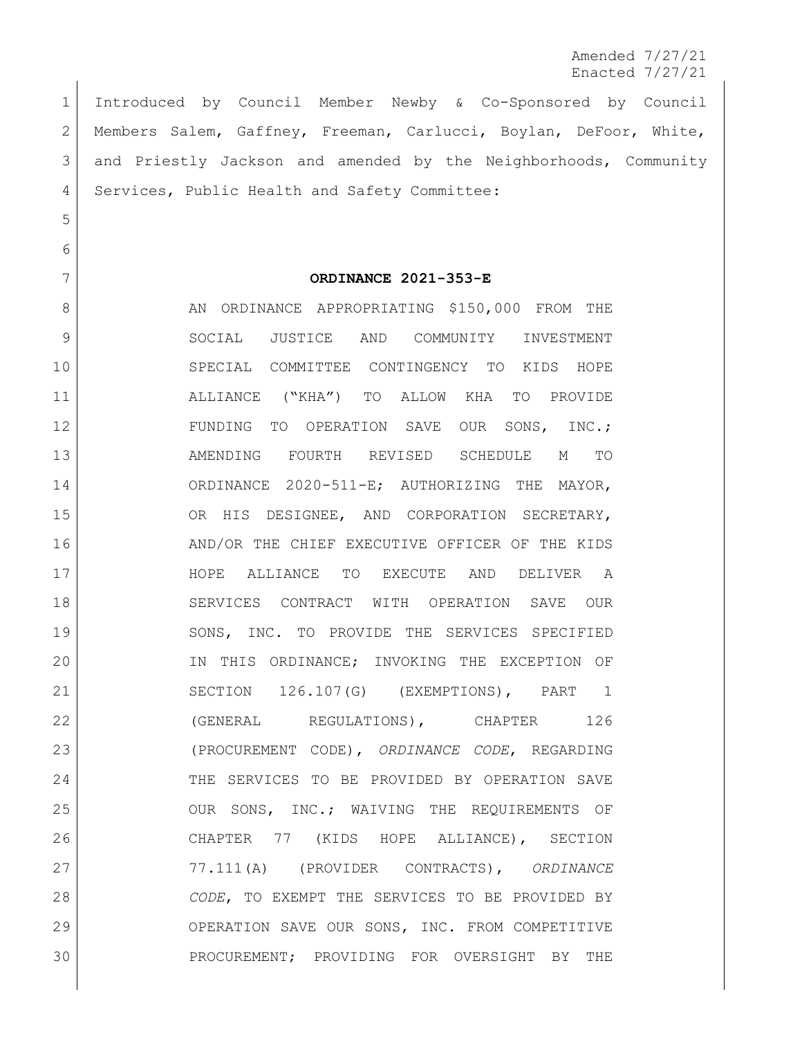Amended 7/27/21
Enacted 7/27/21

Introduced by Council Member Newby & Co-Sponsored by Council Members Salem, Gaffney, Freeman, Carlucci, Boylan, DeFoor, White, and Priestly Jackson and amended by the Neighborhoods, Community Services, Public Health and Safety Committee:

**ORDINANCE 2021-353-E**

AN ORDINANCE APPROPRIATING $150,000 FROM THE SOCIAL JUSTICE AND COMMUNITY INVESTMENT SPECIAL COMMITTEE CONTINGENCY TO KIDS HOPE ALLIANCE ("KHA") TO ALLOW KHA TO PROVIDE FUNDING TO OPERATION SAVE OUR SONS, INC.; AMENDING FOURTH REVISED SCHEDULE M TO ORDINANCE 2020-511-E; AUTHORIZING THE MAYOR, OR HIS DESIGNEE, AND CORPORATION SECRETARY, AND/OR THE CHIEF EXECUTIVE OFFICER OF THE KIDS HOPE ALLIANCE TO EXECUTE AND DELIVER A SERVICES CONTRACT WITH OPERATION SAVE OUR SONS, INC. TO PROVIDE THE SERVICES SPECIFIED IN THIS ORDINANCE; INVOKING THE EXCEPTION OF SECTION 126.107(G) (EXEMPTIONS), PART 1 (GENERAL REGULATIONS), CHAPTER 126 (PROCUREMENT CODE), *ORDINANCE CODE*, REGARDING THE SERVICES TO BE PROVIDED BY OPERATION SAVE OUR SONS, INC.; WAIVING THE REQUIREMENTS OF CHAPTER 77 (KIDS HOPE ALLIANCE), SECTION 77.111(A) (PROVIDER CONTRACTS), *ORDINANCE CODE*, TO EXEMPT THE SERVICES TO BE PROVIDED BY OPERATION SAVE OUR SONS, INC. FROM COMPETITIVE PROCUREMENT; PROVIDING FOR OVERSIGHT BY THE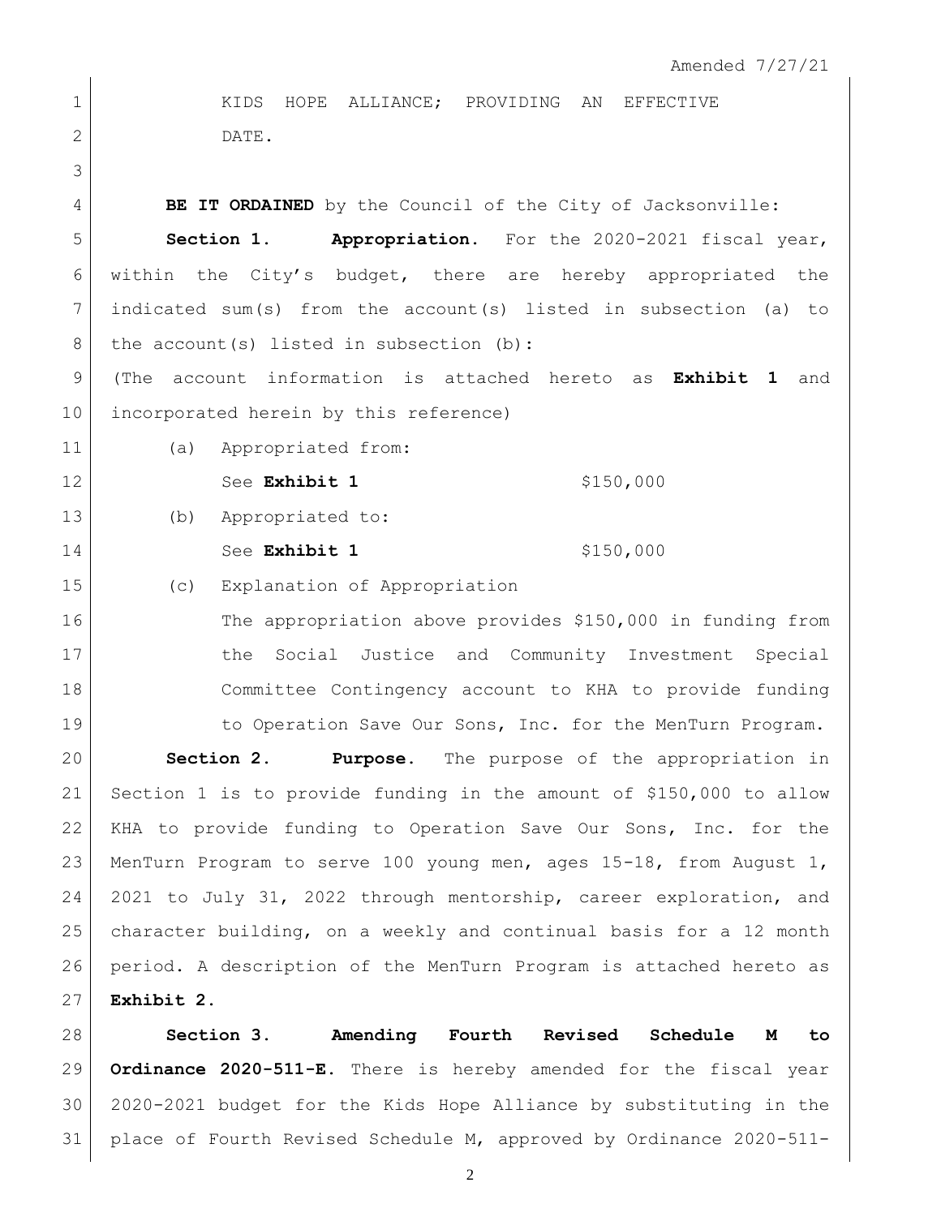KIDS HOPE ALLIANCE; PROVIDING AN EFFECTIVE DATE.

**BE IT ORDAINED** by the Council of the City of Jacksonville:

**Section 1. Appropriation.** For the 2020-2021 fiscal year, within the City's budget, there are hereby appropriated the indicated sum(s) from the account(s) listed in subsection (a) to the account(s) listed in subsection (b):

(The account information is attached hereto as **Exhibit 1** and incorporated herein by this reference)

(a) Appropriated from:

See **Exhibit 1** $150,000

(b) Appropriated to:

See **Exhibit 1** $150,000

(c) Explanation of Appropriation

The appropriation above provides $150,000 in funding from the Social Justice and Community Investment Special Committee Contingency account to KHA to provide funding to Operation Save Our Sons, Inc. for the MenTurn Program.

**Section 2. Purpose.** The purpose of the appropriation in Section 1 is to provide funding in the amount of $150,000 to allow KHA to provide funding to Operation Save Our Sons, Inc. for the MenTurn Program to serve 100 young men, ages 15-18, from August 1, 2021 to July 31, 2022 through mentorship, career exploration, and character building, on a weekly and continual basis for a 12 month period. A description of the MenTurn Program is attached hereto as **Exhibit 2**.

**Section 3. Amending Fourth Revised Schedule M to Ordinance 2020-511-E.** There is hereby amended for the fiscal year 2020-2021 budget for the Kids Hope Alliance by substituting in the place of Fourth Revised Schedule M, approved by Ordinance 2020-511-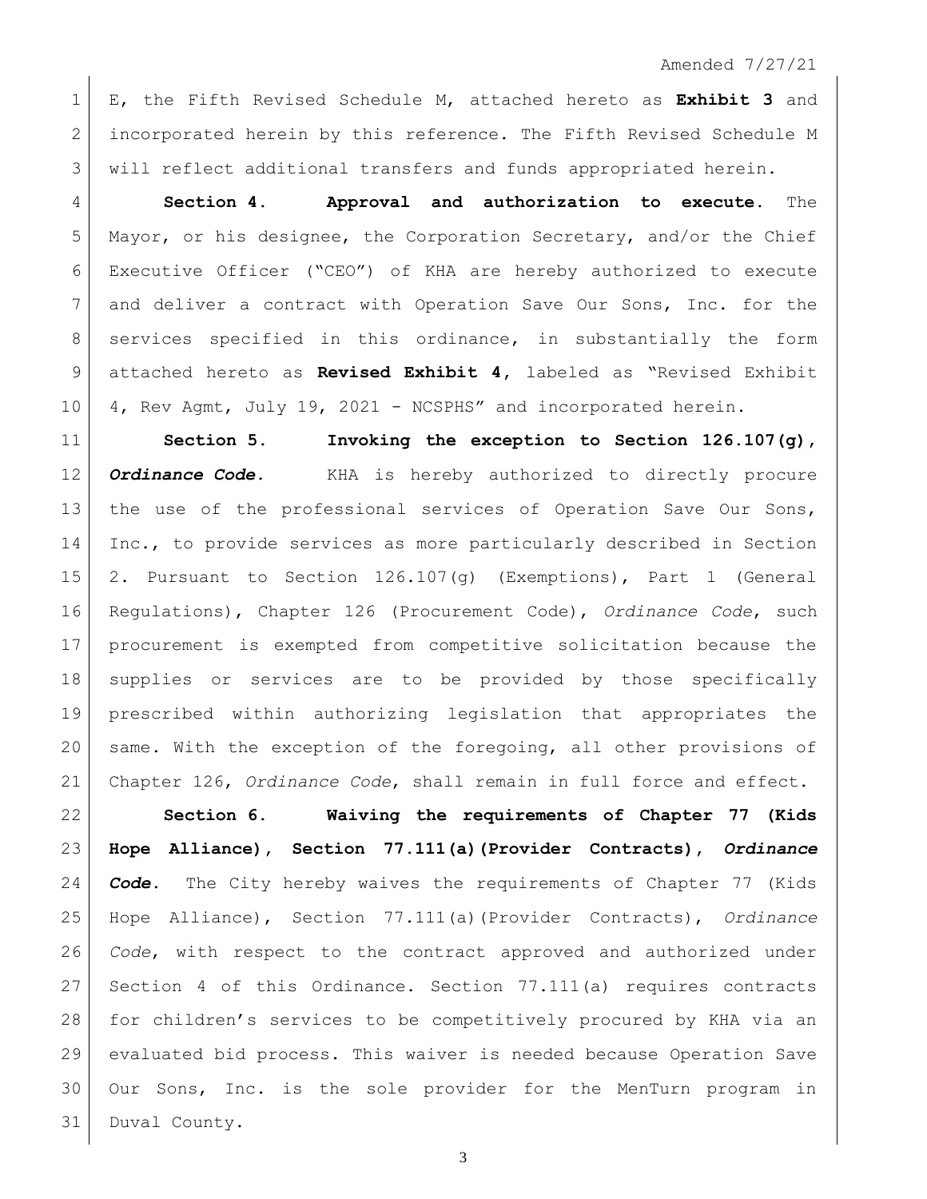E, the Fifth Revised Schedule M, attached hereto as **Exhibit 3** and incorporated herein by this reference. The Fifth Revised Schedule M will reflect additional transfers and funds appropriated herein.

**Section 4. Approval and authorization to execute.** The Mayor, or his designee, the Corporation Secretary, and/or the Chief Executive Officer ("CEO") of KHA are hereby authorized to execute and deliver a contract with Operation Save Our Sons, Inc. for the services specified in this ordinance, in substantially the form attached hereto as **Revised Exhibit 4**, labeled as "Revised Exhibit 4, Rev Agmt, July 19, 2021 - NCSPHS" and incorporated herein.

**Section 5. Invoking the exception to Section 126.107(g), *Ordinance Code*.** KHA is hereby authorized to directly procure the use of the professional services of Operation Save Our Sons, Inc., to provide services as more particularly described in Section 2. Pursuant to Section 126.107(g) (Exemptions), Part 1 (General Regulations), Chapter 126 (Procurement Code), *Ordinance Code*, such procurement is exempted from competitive solicitation because the supplies or services are to be provided by those specifically prescribed within authorizing legislation that appropriates the same. With the exception of the foregoing, all other provisions of Chapter 126, *Ordinance Code*, shall remain in full force and effect.

**Section 6. Waiving the requirements of Chapter 77 (Kids Hope Alliance), Section 77.111(a)(Provider Contracts), *Ordinance Code*.** The City hereby waives the requirements of Chapter 77 (Kids Hope Alliance), Section 77.111(a)(Provider Contracts), *Ordinance Code*, with respect to the contract approved and authorized under Section 4 of this Ordinance. Section 77.111(a) requires contracts for children's services to be competitively procured by KHA via an evaluated bid process. This waiver is needed because Operation Save Our Sons, Inc. is the sole provider for the MenTurn program in Duval County.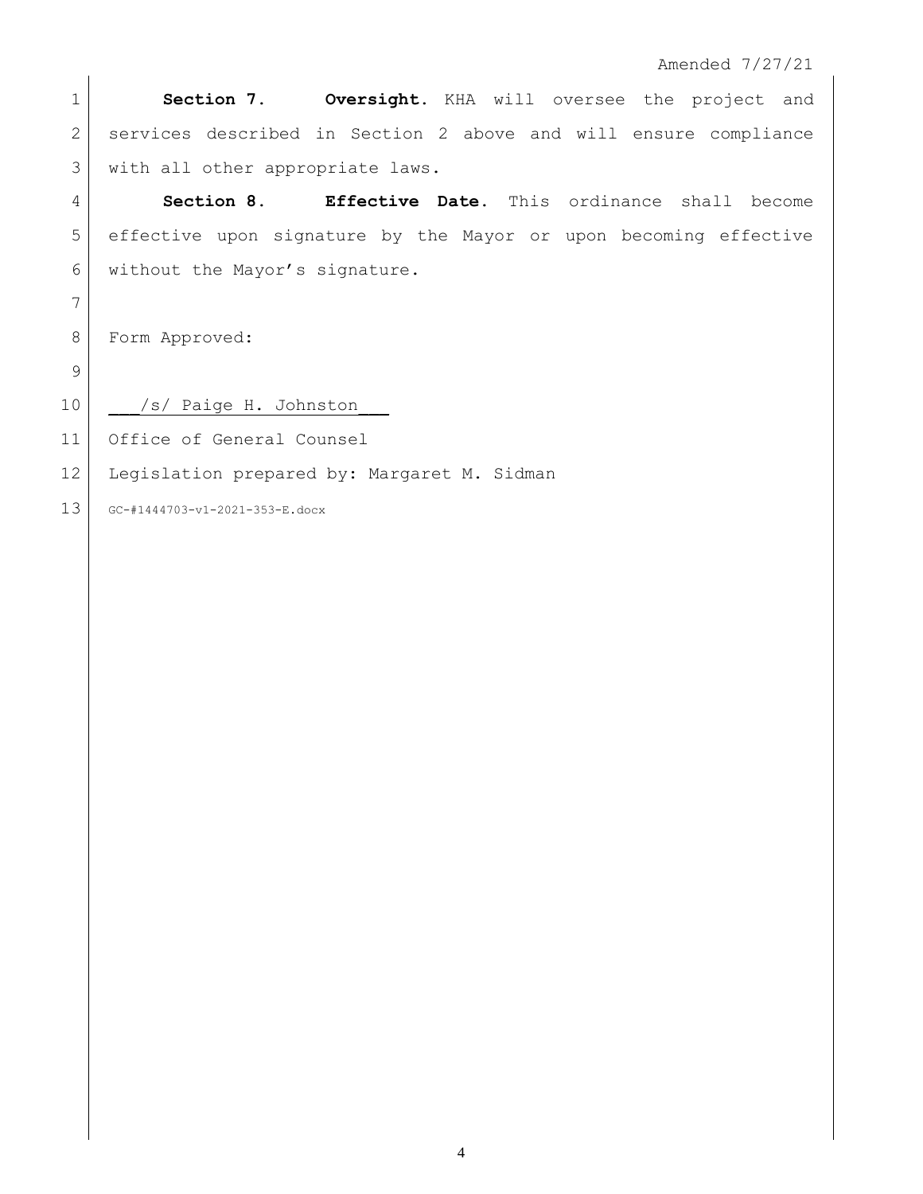Amended 7/27/21

**Section 7. Oversight.** KHA will oversee the project and services described in Section 2 above and will ensure compliance with all other appropriate laws.

**Section 8. Effective Date.** This ordinance shall become effective upon signature by the Mayor or upon becoming effective without the Mayor's signature.

Form Approved:

___/s/ Paige H. Johnston___

Office of General Counsel

Legislation prepared by: Margaret M. Sidman

GC-#1444703-v1-2021-353-E.docx